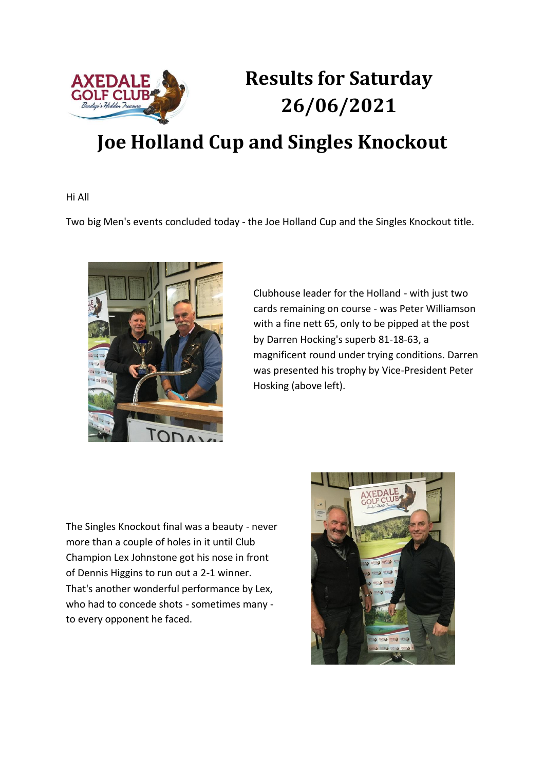# Results for Saturday 26/06/2021

# Joe Holland Cup and Singles Knockout

Hi All

Two big Men's events concluded today - the Joe Holland Cup and the Singles Knockout title.

Clubhouse leader for the Holland - with just two cards remaining on course - was Peter Williamson with a fine nett 65, only to be pipped at the post by Darren Hocking's superb 81-18-63, a magnificent round under trying conditions. Darren was presented his trophy by Vice-President Peter Hosking (above left).

The Singles Knockout final was a beauty - never more than a couple of holes in it until Club Champion Lex Johnstone got his nose in front of Dennis Higgins to run out a 2-1 winner. That's another wonderful performance by Lex, who had to concede shots - sometimes many - to every opponent he faced.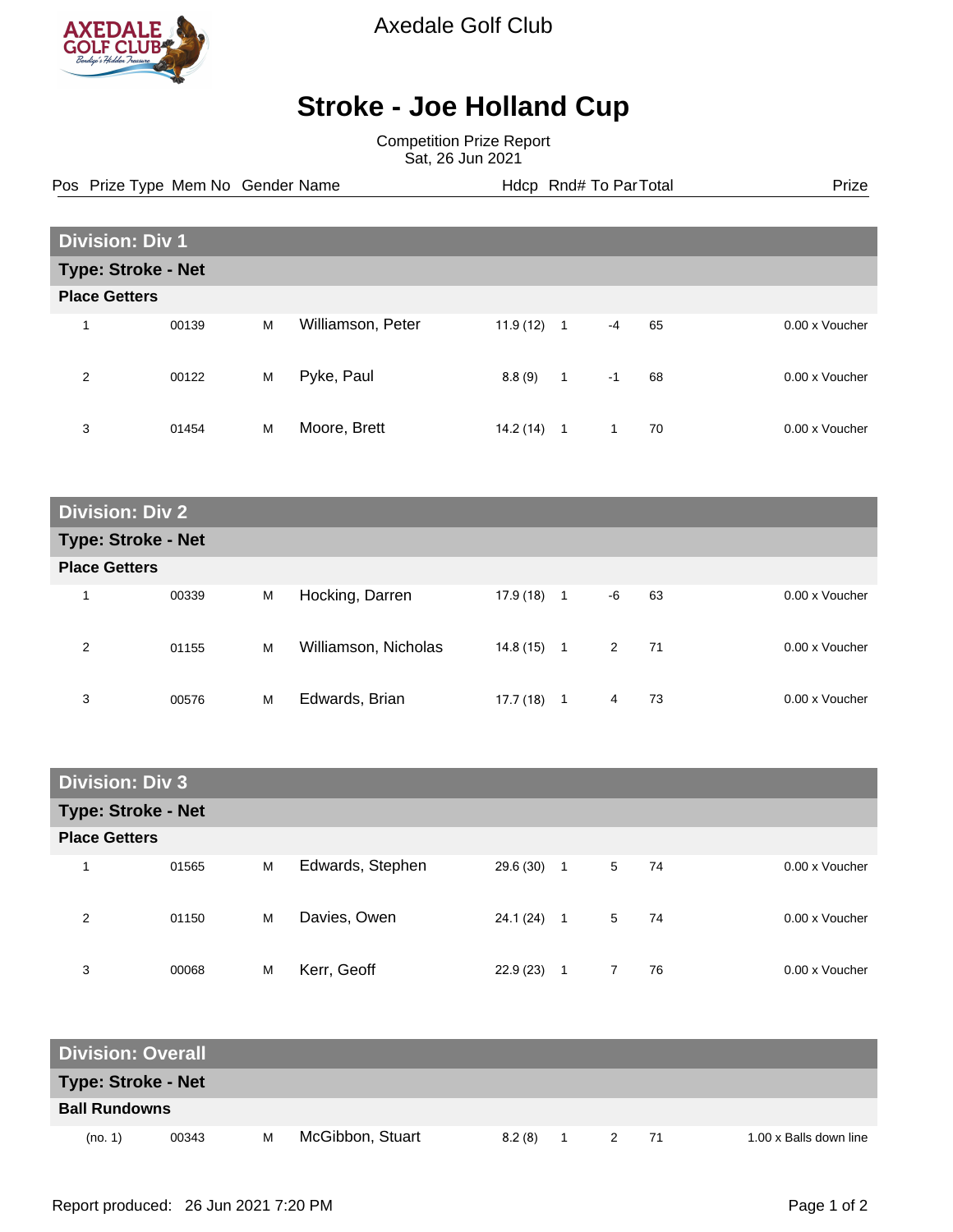Axedale Golf Club

# Stroke - Joe Holland Cup

Competition Prize Report
Sat, 26 Jun 2021

## Division: Div 1

### Type: Stroke - Net

**Place Getters**

| Pos | Prize Type | Mem No | Gender | Name | Hdcp | Rnd# | To Par | Total | Prize |
|---|---|---|---|---|---|---|---|---|---|
| 1 | | 00139 | M | Williamson, Peter | 11.9 (12) | 1 | -4 | 65 | 0.00 x Voucher |
| 2 | | 00122 | M | Pyke, Paul | 8.8 (9) | 1 | -1 | 68 | 0.00 x Voucher |
| 3 | | 01454 | M | Moore, Brett | 14.2 (14) | 1 | 1 | 70 | 0.00 x Voucher |

## Division: Div 2

### Type: Stroke - Net

**Place Getters**

| Pos | Prize Type | Mem No | Gender | Name | Hdcp | Rnd# | To Par | Total | Prize |
|---|---|---|---|---|---|---|---|---|---|
| 1 | | 00339 | M | Hocking, Darren | 17.9 (18) | 1 | -6 | 63 | 0.00 x Voucher |
| 2 | | 01155 | M | Williamson, Nicholas | 14.8 (15) | 1 | 2 | 71 | 0.00 x Voucher |
| 3 | | 00576 | M | Edwards, Brian | 17.7 (18) | 1 | 4 | 73 | 0.00 x Voucher |

## Division: Div 3

### Type: Stroke - Net

**Place Getters**

| Pos | Prize Type | Mem No | Gender | Name | Hdcp | Rnd# | To Par | Total | Prize |
|---|---|---|---|---|---|---|---|---|---|
| 1 | | 01565 | M | Edwards, Stephen | 29.6 (30) | 1 | 5 | 74 | 0.00 x Voucher |
| 2 | | 01150 | M | Davies, Owen | 24.1 (24) | 1 | 5 | 74 | 0.00 x Voucher |
| 3 | | 00068 | M | Kerr, Geoff | 22.9 (23) | 1 | 7 | 76 | 0.00 x Voucher |

## Division: Overall

### Type: Stroke - Net

**Ball Rundowns**

| Pos | Prize Type | Mem No | Gender | Name | Hdcp | Rnd# | To Par | Total | Prize |
|---|---|---|---|---|---|---|---|---|---|
| (no. 1) | | 00343 | M | McGibbon, Stuart | 8.2 (8) | 1 | 2 | 71 | 1.00 x Balls down line |

Report produced: 26 Jun 2021 7:20 PM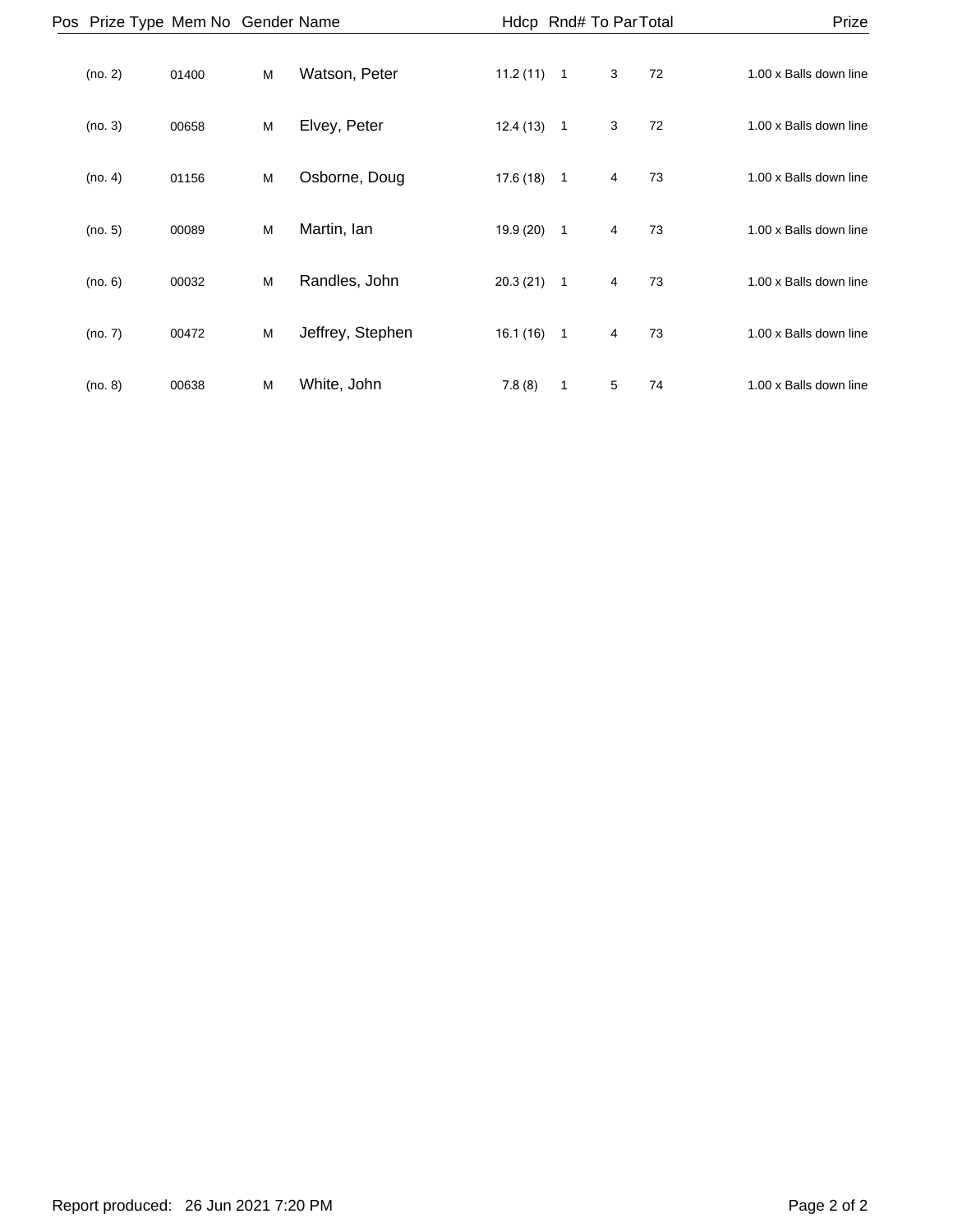| Pos | Prize Type | Mem No | Gender | Name | Hdcp | Rnd# | To Par | Total | Prize |
|---|---|---|---|---|---|---|---|---|---|
| (no. 2) | | 01400 | M | Watson, Peter | 11.2 (11) | 1 | 3 | 72 | 1.00 x Balls down line |
| (no. 3) | | 00658 | M | Elvey, Peter | 12.4 (13) | 1 | 3 | 72 | 1.00 x Balls down line |
| (no. 4) | | 01156 | M | Osborne, Doug | 17.6 (18) | 1 | 4 | 73 | 1.00 x Balls down line |
| (no. 5) | | 00089 | M | Martin, Ian | 19.9 (20) | 1 | 4 | 73 | 1.00 x Balls down line |
| (no. 6) | | 00032 | M | Randles, John | 20.3 (21) | 1 | 4 | 73 | 1.00 x Balls down line |
| (no. 7) | | 00472 | M | Jeffrey, Stephen | 16.1 (16) | 1 | 4 | 73 | 1.00 x Balls down line |
| (no. 8) | | 00638 | M | White, John | 7.8 (8) | 1 | 5 | 74 | 1.00 x Balls down line |

Report produced: 26 Jun 2021 7:20 PM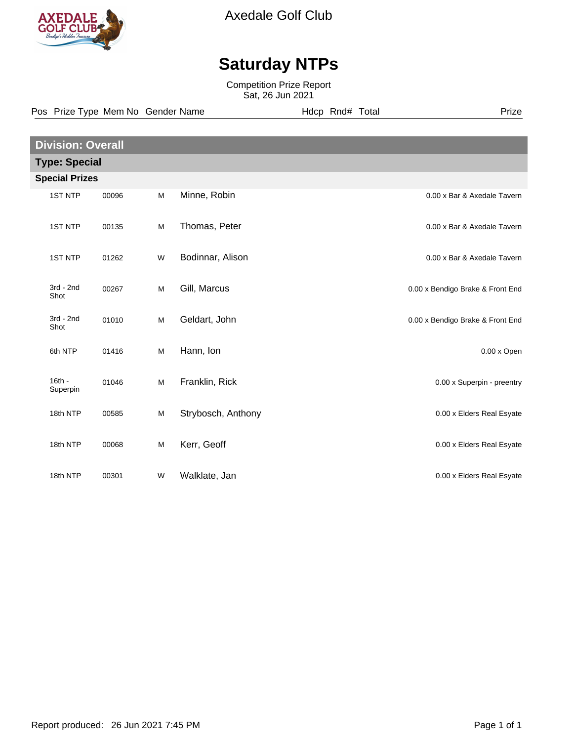Axedale Golf Club

# Saturday NTPs

Competition Prize Report
Sat, 26 Jun 2021

| Pos | Prize Type | Mem No | Gender | Name | Hdcp | Rnd# | Total | Prize |
|---|---|---|---|---|---|---|---|---|

## Division: Overall

### Type: Special

#### Special Prizes

| Pos | Prize Type | Mem No | Gender | Name | Hdcp | Rnd# | Total | Prize |
|---|---|---|---|---|---|---|---|---|
| | 1ST NTP | 00096 | M | Minne, Robin | | | | 0.00 x Bar & Axedale Tavern |
| | 1ST NTP | 00135 | M | Thomas, Peter | | | | 0.00 x Bar & Axedale Tavern |
| | 1ST NTP | 01262 | W | Bodinnar, Alison | | | | 0.00 x Bar & Axedale Tavern |
| | 3rd - 2nd Shot | 00267 | M | Gill, Marcus | | | | 0.00 x Bendigo Brake & Front End |
| | 3rd - 2nd Shot | 01010 | M | Geldart, John | | | | 0.00 x Bendigo Brake & Front End |
| | 6th NTP | 01416 | M | Hann, Ion | | | | 0.00 x Open |
| | 16th - Superpin | 01046 | M | Franklin, Rick | | | | 0.00 x Superpin - preentry |
| | 18th NTP | 00585 | M | Strybosch, Anthony | | | | 0.00 x Elders Real Esyate |
| | 18th NTP | 00068 | M | Kerr, Geoff | | | | 0.00 x Elders Real Esyate |
| | 18th NTP | 00301 | W | Walklate, Jan | | | | 0.00 x Elders Real Esyate |

Report produced: 26 Jun 2021 7:45 PM